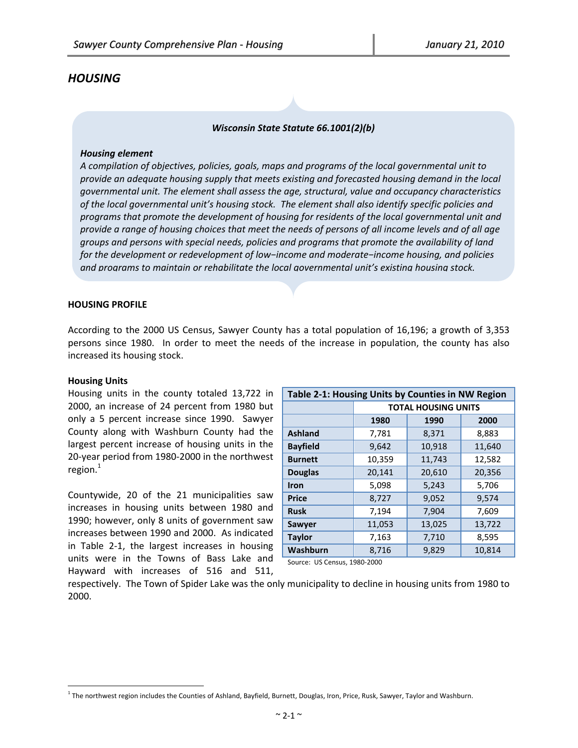# HOUSING

***Wisconsin State Statute 66.1001(2)(b)***

***Housing element***

*A compilation of objectives, policies, goals, maps and programs of the local governmental unit to provide an adequate housing supply that meets existing and forecasted housing demand in the local governmental unit. The element shall assess the age, structural, value and occupancy characteristics of the local governmental unit's housing stock. The element shall also identify specific policies and programs that promote the development of housing for residents of the local governmental unit and provide a range of housing choices that meet the needs of persons of all income levels and of all age groups and persons with special needs, policies and programs that promote the availability of land for the development or redevelopment of low−income and moderate−income housing, and policies and programs to maintain or rehabilitate the local governmental unit's existing housing stock.*

## HOUSING PROFILE

According to the 2000 US Census, Sawyer County has a total population of 16,196; a growth of 3,353 persons since 1980. In order to meet the needs of the increase in population, the county has also increased its housing stock.

### Housing Units

Housing units in the county totaled 13,722 in 2000, an increase of 24 percent from 1980 but only a 5 percent increase since 1990. Sawyer County along with Washburn County had the largest percent increase of housing units in the 20-year period from 1980-2000 in the northwest region.[1]

Countywide, 20 of the 21 municipalities saw increases in housing units between 1980 and 1990; however, only 8 units of government saw increases between 1990 and 2000. As indicated in Table 2-1, the largest increases in housing units were in the Towns of Bass Lake and Hayward with increases of 516 and 511, respectively. The Town of Spider Lake was the only municipality to decline in housing units from 1980 to 2000.

**Table 2-1: Housing Units by Counties in NW Region**

| | TOTAL HOUSING UNITS | | |
|---|---|---|---|
| | **1980** | **1990** | **2000** |
| **Ashland** | 7,781 | 8,371 | 8,883 |
| **Bayfield** | 9,642 | 10,918 | 11,640 |
| **Burnett** | 10,359 | 11,743 | 12,582 |
| **Douglas** | 20,141 | 20,610 | 20,356 |
| **Iron** | 5,098 | 5,243 | 5,706 |
| **Price** | 8,727 | 9,052 | 9,574 |
| **Rusk** | 7,194 | 7,904 | 7,609 |
| **Sawyer** | 11,053 | 13,025 | 13,722 |
| **Taylor** | 7,163 | 7,710 | 8,595 |
| **Washburn** | 8,716 | 9,829 | 10,814 |

Source: US Census, 1980-2000

[1] The northwest region includes the Counties of Ashland, Bayfield, Burnett, Douglas, Iron, Price, Rusk, Sawyer, Taylor and Washburn.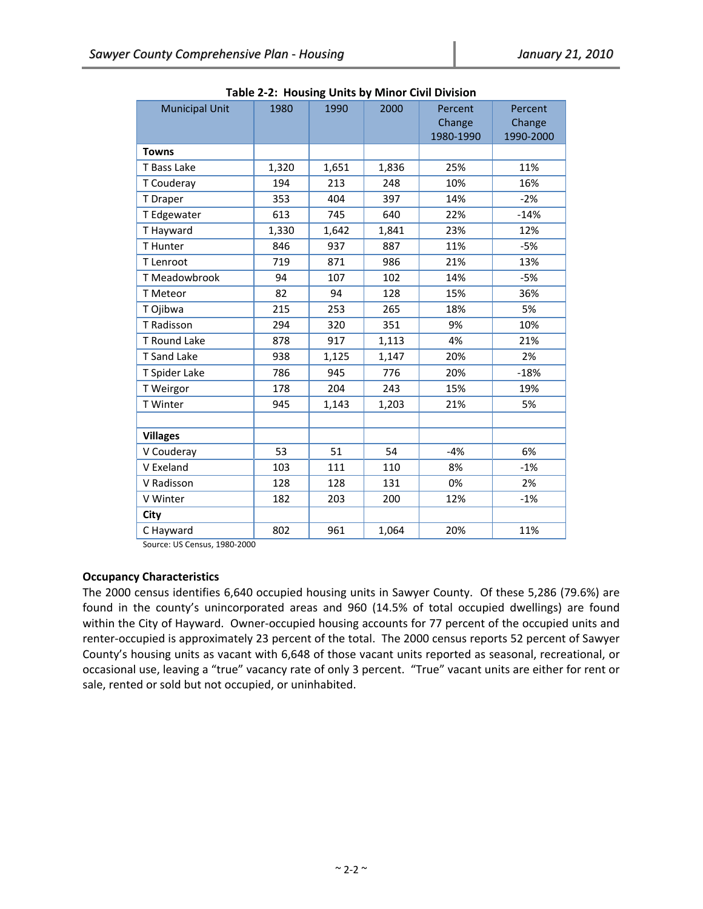**Table 2-2: Housing Units by Minor Civil Division**

| Municipal Unit | 1980 | 1990 | 2000 | Percent Change 1980-1990 | Percent Change 1990-2000 |
|---|---|---|---|---|---|
| **Towns** | | | | | |
| T Bass Lake | 1,320 | 1,651 | 1,836 | 25% | 11% |
| T Couderay | 194 | 213 | 248 | 10% | 16% |
| T Draper | 353 | 404 | 397 | 14% | -2% |
| T Edgewater | 613 | 745 | 640 | 22% | -14% |
| T Hayward | 1,330 | 1,642 | 1,841 | 23% | 12% |
| T Hunter | 846 | 937 | 887 | 11% | -5% |
| T Lenroot | 719 | 871 | 986 | 21% | 13% |
| T Meadowbrook | 94 | 107 | 102 | 14% | -5% |
| T Meteor | 82 | 94 | 128 | 15% | 36% |
| T Ojibwa | 215 | 253 | 265 | 18% | 5% |
| T Radisson | 294 | 320 | 351 | 9% | 10% |
| T Round Lake | 878 | 917 | 1,113 | 4% | 21% |
| T Sand Lake | 938 | 1,125 | 1,147 | 20% | 2% |
| T Spider Lake | 786 | 945 | 776 | 20% | -18% |
| T Weirgor | 178 | 204 | 243 | 15% | 19% |
| T Winter | 945 | 1,143 | 1,203 | 21% | 5% |
| | | | | | |
| **Villages** | | | | | |
| V Couderay | 53 | 51 | 54 | -4% | 6% |
| V Exeland | 103 | 111 | 110 | 8% | -1% |
| V Radisson | 128 | 128 | 131 | 0% | 2% |
| V Winter | 182 | 203 | 200 | 12% | -1% |
| **City** | | | | | |
| C Hayward | 802 | 961 | 1,064 | 20% | 11% |

Source: US Census, 1980-2000

**Occupancy Characteristics**

The 2000 census identifies 6,640 occupied housing units in Sawyer County. Of these 5,286 (79.6%) are found in the county's unincorporated areas and 960 (14.5% of total occupied dwellings) are found within the City of Hayward. Owner-occupied housing accounts for 77 percent of the occupied units and renter-occupied is approximately 23 percent of the total. The 2000 census reports 52 percent of Sawyer County's housing units as vacant with 6,648 of those vacant units reported as seasonal, recreational, or occasional use, leaving a "true" vacancy rate of only 3 percent. "True" vacant units are either for rent or sale, rented or sold but not occupied, or uninhabited.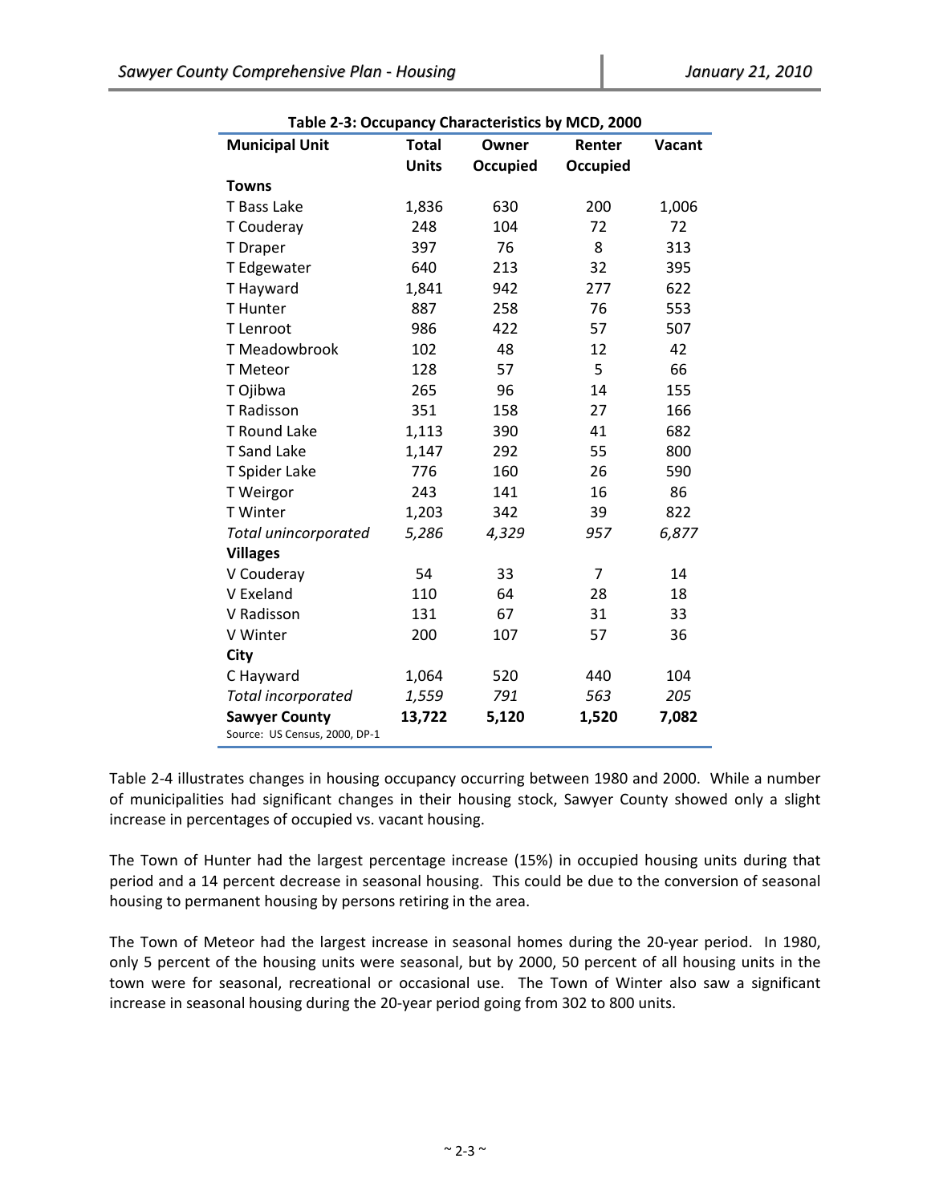**Table 2-3: Occupancy Characteristics by MCD, 2000**

| Municipal Unit | Total Units | Owner Occupied | Renter Occupied | Vacant |
|---|---|---|---|---|
| **Towns** | | | | |
| T Bass Lake | 1,836 | 630 | 200 | 1,006 |
| T Couderay | 248 | 104 | 72 | 72 |
| T Draper | 397 | 76 | 8 | 313 |
| T Edgewater | 640 | 213 | 32 | 395 |
| T Hayward | 1,841 | 942 | 277 | 622 |
| T Hunter | 887 | 258 | 76 | 553 |
| T Lenroot | 986 | 422 | 57 | 507 |
| T Meadowbrook | 102 | 48 | 12 | 42 |
| T Meteor | 128 | 57 | 5 | 66 |
| T Ojibwa | 265 | 96 | 14 | 155 |
| T Radisson | 351 | 158 | 27 | 166 |
| T Round Lake | 1,113 | 390 | 41 | 682 |
| T Sand Lake | 1,147 | 292 | 55 | 800 |
| T Spider Lake | 776 | 160 | 26 | 590 |
| T Weirgor | 243 | 141 | 16 | 86 |
| T Winter | 1,203 | 342 | 39 | 822 |
| *Total unincorporated* | *5,286* | *4,329* | *957* | *6,877* |
| **Villages** | | | | |
| V Couderay | 54 | 33 | 7 | 14 |
| V Exeland | 110 | 64 | 28 | 18 |
| V Radisson | 131 | 67 | 31 | 33 |
| V Winter | 200 | 107 | 57 | 36 |
| **City** | | | | |
| C Hayward | 1,064 | 520 | 440 | 104 |
| *Total incorporated* | *1,559* | *791* | *563* | *205* |
| **Sawyer County** | **13,722** | **5,120** | **1,520** | **7,082** |

Source: US Census, 2000, DP-1

Table 2-4 illustrates changes in housing occupancy occurring between 1980 and 2000. While a number of municipalities had significant changes in their housing stock, Sawyer County showed only a slight increase in percentages of occupied vs. vacant housing.

The Town of Hunter had the largest percentage increase (15%) in occupied housing units during that period and a 14 percent decrease in seasonal housing. This could be due to the conversion of seasonal housing to permanent housing by persons retiring in the area.

The Town of Meteor had the largest increase in seasonal homes during the 20-year period. In 1980, only 5 percent of the housing units were seasonal, but by 2000, 50 percent of all housing units in the town were for seasonal, recreational or occasional use. The Town of Winter also saw a significant increase in seasonal housing during the 20-year period going from 302 to 800 units.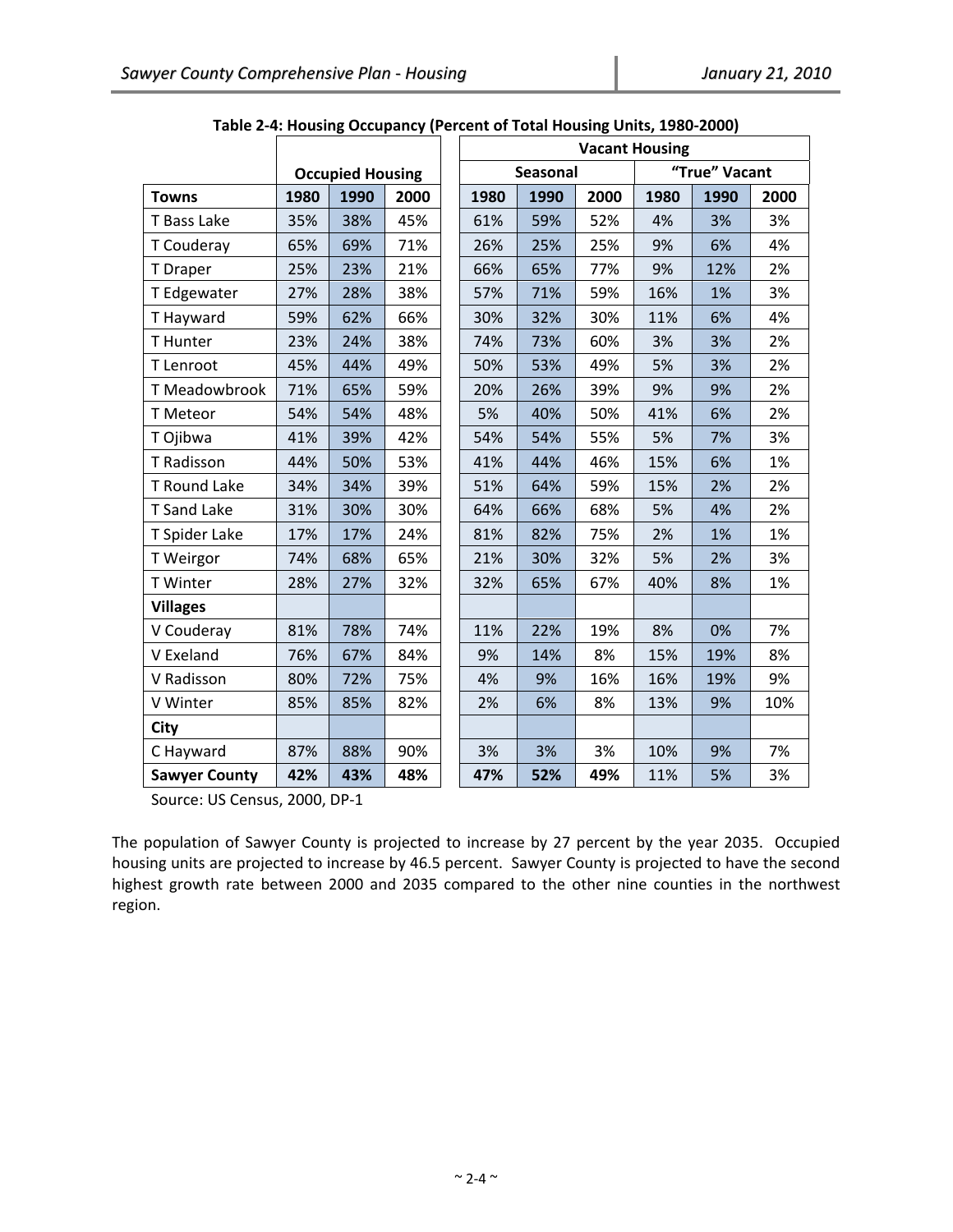**Table 2-4: Housing Occupancy (Percent of Total Housing Units, 1980-2000)**

| | Occupied Housing | | | Vacant Housing | | | | | |
|---|---|---|---|---|---|---|---|---|---|
| | | | | Seasonal | | | "True" Vacant | | |
| **Towns** | **1980** | **1990** | **2000** | **1980** | **1990** | **2000** | **1980** | **1990** | **2000** |
| T Bass Lake | 35% | 38% | 45% | 61% | 59% | 52% | 4% | 3% | 3% |
| T Couderay | 65% | 69% | 71% | 26% | 25% | 25% | 9% | 6% | 4% |
| T Draper | 25% | 23% | 21% | 66% | 65% | 77% | 9% | 12% | 2% |
| T Edgewater | 27% | 28% | 38% | 57% | 71% | 59% | 16% | 1% | 3% |
| T Hayward | 59% | 62% | 66% | 30% | 32% | 30% | 11% | 6% | 4% |
| T Hunter | 23% | 24% | 38% | 74% | 73% | 60% | 3% | 3% | 2% |
| T Lenroot | 45% | 44% | 49% | 50% | 53% | 49% | 5% | 3% | 2% |
| T Meadowbrook | 71% | 65% | 59% | 20% | 26% | 39% | 9% | 9% | 2% |
| T Meteor | 54% | 54% | 48% | 5% | 40% | 50% | 41% | 6% | 2% |
| T Ojibwa | 41% | 39% | 42% | 54% | 54% | 55% | 5% | 7% | 3% |
| T Radisson | 44% | 50% | 53% | 41% | 44% | 46% | 15% | 6% | 1% |
| T Round Lake | 34% | 34% | 39% | 51% | 64% | 59% | 15% | 2% | 2% |
| T Sand Lake | 31% | 30% | 30% | 64% | 66% | 68% | 5% | 4% | 2% |
| T Spider Lake | 17% | 17% | 24% | 81% | 82% | 75% | 2% | 1% | 1% |
| T Weirgor | 74% | 68% | 65% | 21% | 30% | 32% | 5% | 2% | 3% |
| T Winter | 28% | 27% | 32% | 32% | 65% | 67% | 40% | 8% | 1% |
| **Villages** | | | | | | | | | |
| V Couderay | 81% | 78% | 74% | 11% | 22% | 19% | 8% | 0% | 7% |
| V Exeland | 76% | 67% | 84% | 9% | 14% | 8% | 15% | 19% | 8% |
| V Radisson | 80% | 72% | 75% | 4% | 9% | 16% | 16% | 19% | 9% |
| V Winter | 85% | 85% | 82% | 2% | 6% | 8% | 13% | 9% | 10% |
| **City** | | | | | | | | | |
| C Hayward | 87% | 88% | 90% | 3% | 3% | 3% | 10% | 9% | 7% |
| **Sawyer County** | **42%** | **43%** | **48%** | **47%** | **52%** | **49%** | 11% | 5% | 3% |

Source: US Census, 2000, DP-1

The population of Sawyer County is projected to increase by 27 percent by the year 2035. Occupied housing units are projected to increase by 46.5 percent. Sawyer County is projected to have the second highest growth rate between 2000 and 2035 compared to the other nine counties in the northwest region.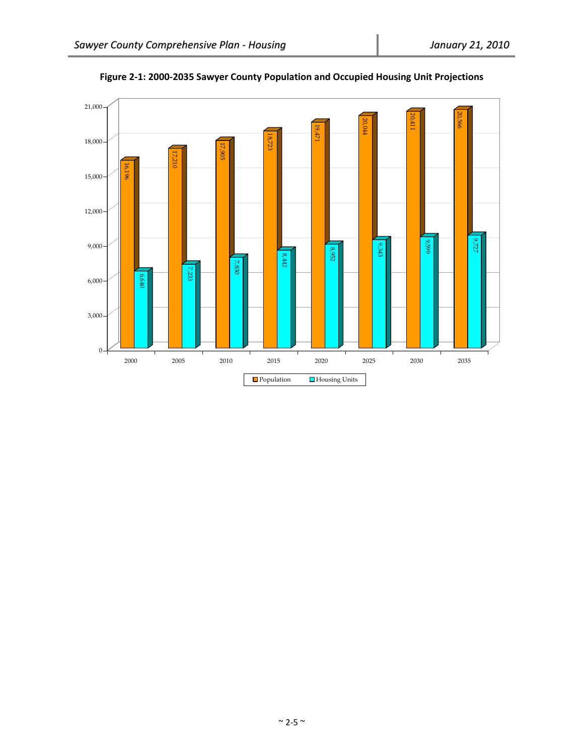**Figure 2-1: 2000-2035 Sawyer County Population and Occupied Housing Unit Projections**

| Year | Population | Housing Units |
|---|---|---|
| 2000 | 16,196 | 6,640 |
| 2005 | 17,210 | 7,233 |
| 2010 | 17,905 | 7,830 |
| 2015 | 18,723 | 8,442 |
| 2020 | 19,471 | 8,952 |
| 2025 | 20,044 | 9,343 |
| 2030 | 20,411 | 9,599 |
| 2035 | 20,566 | 9,727 |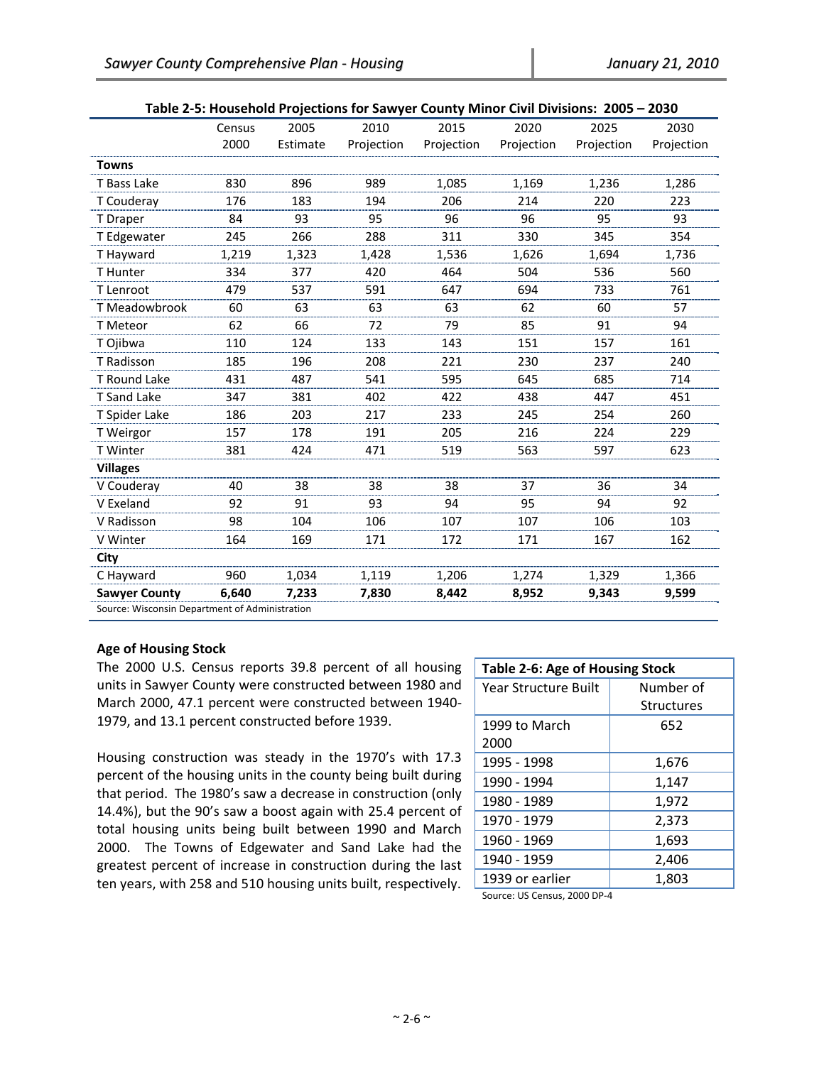**Table 2-5: Household Projections for Sawyer County Minor Civil Divisions: 2005 – 2030**

| | Census 2000 | 2005 Estimate | 2010 Projection | 2015 Projection | 2020 Projection | 2025 Projection | 2030 Projection |
|---|---|---|---|---|---|---|---|
| **Towns** | | | | | | | |
| T Bass Lake | 830 | 896 | 989 | 1,085 | 1,169 | 1,236 | 1,286 |
| T Couderay | 176 | 183 | 194 | 206 | 214 | 220 | 223 |
| T Draper | 84 | 93 | 95 | 96 | 96 | 95 | 93 |
| T Edgewater | 245 | 266 | 288 | 311 | 330 | 345 | 354 |
| T Hayward | 1,219 | 1,323 | 1,428 | 1,536 | 1,626 | 1,694 | 1,736 |
| T Hunter | 334 | 377 | 420 | 464 | 504 | 536 | 560 |
| T Lenroot | 479 | 537 | 591 | 647 | 694 | 733 | 761 |
| T Meadowbrook | 60 | 63 | 63 | 63 | 62 | 60 | 57 |
| T Meteor | 62 | 66 | 72 | 79 | 85 | 91 | 94 |
| T Ojibwa | 110 | 124 | 133 | 143 | 151 | 157 | 161 |
| T Radisson | 185 | 196 | 208 | 221 | 230 | 237 | 240 |
| T Round Lake | 431 | 487 | 541 | 595 | 645 | 685 | 714 |
| T Sand Lake | 347 | 381 | 402 | 422 | 438 | 447 | 451 |
| T Spider Lake | 186 | 203 | 217 | 233 | 245 | 254 | 260 |
| T Weirgor | 157 | 178 | 191 | 205 | 216 | 224 | 229 |
| T Winter | 381 | 424 | 471 | 519 | 563 | 597 | 623 |
| **Villages** | | | | | | | |
| V Couderay | 40 | 38 | 38 | 38 | 37 | 36 | 34 |
| V Exeland | 92 | 91 | 93 | 94 | 95 | 94 | 92 |
| V Radisson | 98 | 104 | 106 | 107 | 107 | 106 | 103 |
| V Winter | 164 | 169 | 171 | 172 | 171 | 167 | 162 |
| **City** | | | | | | | |
| C Hayward | 960 | 1,034 | 1,119 | 1,206 | 1,274 | 1,329 | 1,366 |
| **Sawyer County** | **6,640** | **7,233** | **7,830** | **8,442** | **8,952** | **9,343** | **9,599** |

Source: Wisconsin Department of Administration

**Age of Housing Stock**

The 2000 U.S. Census reports 39.8 percent of all housing units in Sawyer County were constructed between 1980 and March 2000, 47.1 percent were constructed between 1940-1979, and 13.1 percent constructed before 1939.

Housing construction was steady in the 1970's with 17.3 percent of the housing units in the county being built during that period. The 1980's saw a decrease in construction (only 14.4%), but the 90's saw a boost again with 25.4 percent of total housing units being built between 1990 and March 2000. The Towns of Edgewater and Sand Lake had the greatest percent of increase in construction during the last ten years, with 258 and 510 housing units built, respectively.

**Table 2-6: Age of Housing Stock**

| Year Structure Built | Number of Structures |
|---|---|
| 1999 to March 2000 | 652 |
| 1995 - 1998 | 1,676 |
| 1990 - 1994 | 1,147 |
| 1980 - 1989 | 1,972 |
| 1970 - 1979 | 2,373 |
| 1960 - 1969 | 1,693 |
| 1940 - 1959 | 2,406 |
| 1939 or earlier | 1,803 |

Source: US Census, 2000 DP-4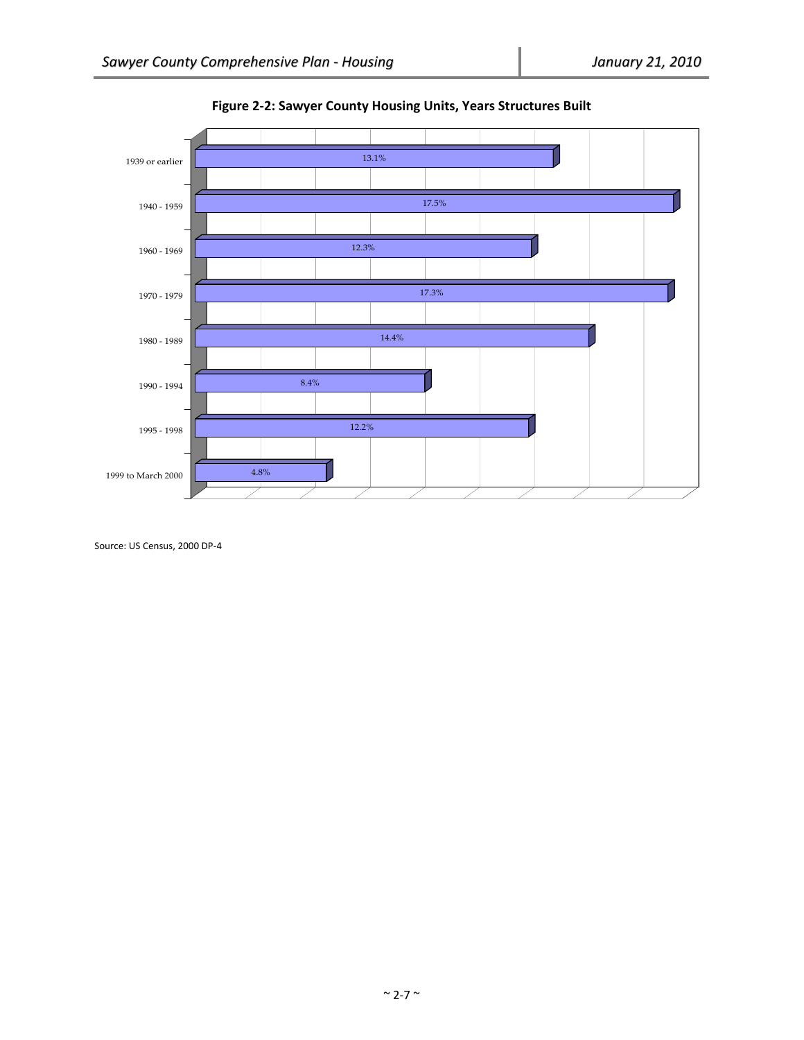**Figure 2-2: Sawyer County Housing Units, Years Structures Built**

| Year Built | Percent |
|---|---|
| 1939 or earlier | 13.1% |
| 1940 - 1959 | 17.5% |
| 1960 - 1969 | 12.3% |
| 1970 - 1979 | 17.3% |
| 1980 - 1989 | 14.4% |
| 1990 - 1994 | 8.4% |
| 1995 - 1998 | 12.2% |
| 1999 to March 2000 | 4.8% |

Source: US Census, 2000 DP-4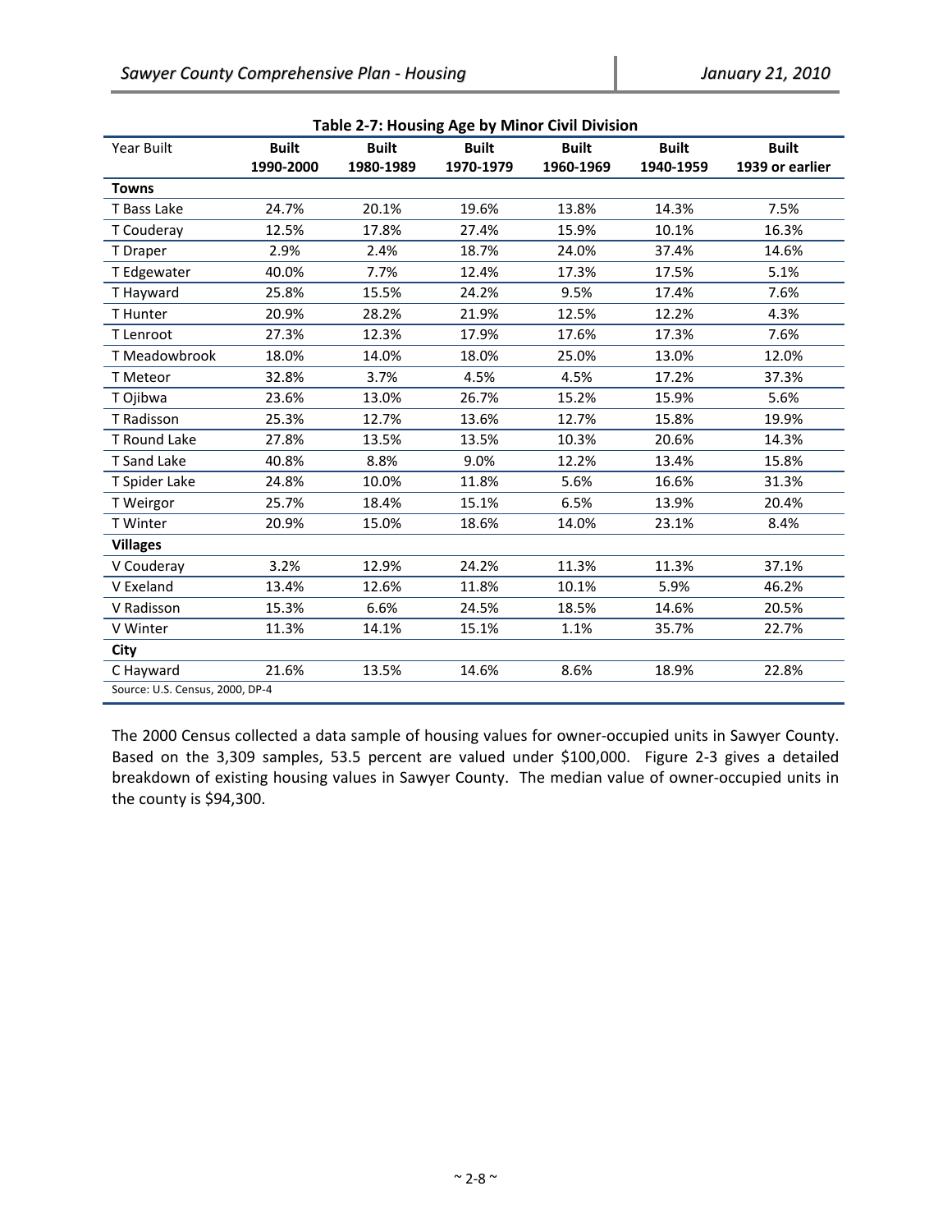**Table 2-7: Housing Age by Minor Civil Division**

| Year Built | Built 1990-2000 | Built 1980-1989 | Built 1970-1979 | Built 1960-1969 | Built 1940-1959 | Built 1939 or earlier |
|---|---|---|---|---|---|---|
| **Towns** | | | | | | |
| T Bass Lake | 24.7% | 20.1% | 19.6% | 13.8% | 14.3% | 7.5% |
| T Couderay | 12.5% | 17.8% | 27.4% | 15.9% | 10.1% | 16.3% |
| T Draper | 2.9% | 2.4% | 18.7% | 24.0% | 37.4% | 14.6% |
| T Edgewater | 40.0% | 7.7% | 12.4% | 17.3% | 17.5% | 5.1% |
| T Hayward | 25.8% | 15.5% | 24.2% | 9.5% | 17.4% | 7.6% |
| T Hunter | 20.9% | 28.2% | 21.9% | 12.5% | 12.2% | 4.3% |
| T Lenroot | 27.3% | 12.3% | 17.9% | 17.6% | 17.3% | 7.6% |
| T Meadowbrook | 18.0% | 14.0% | 18.0% | 25.0% | 13.0% | 12.0% |
| T Meteor | 32.8% | 3.7% | 4.5% | 4.5% | 17.2% | 37.3% |
| T Ojibwa | 23.6% | 13.0% | 26.7% | 15.2% | 15.9% | 5.6% |
| T Radisson | 25.3% | 12.7% | 13.6% | 12.7% | 15.8% | 19.9% |
| T Round Lake | 27.8% | 13.5% | 13.5% | 10.3% | 20.6% | 14.3% |
| T Sand Lake | 40.8% | 8.8% | 9.0% | 12.2% | 13.4% | 15.8% |
| T Spider Lake | 24.8% | 10.0% | 11.8% | 5.6% | 16.6% | 31.3% |
| T Weirgor | 25.7% | 18.4% | 15.1% | 6.5% | 13.9% | 20.4% |
| T Winter | 20.9% | 15.0% | 18.6% | 14.0% | 23.1% | 8.4% |
| **Villages** | | | | | | |
| V Couderay | 3.2% | 12.9% | 24.2% | 11.3% | 11.3% | 37.1% |
| V Exeland | 13.4% | 12.6% | 11.8% | 10.1% | 5.9% | 46.2% |
| V Radisson | 15.3% | 6.6% | 24.5% | 18.5% | 14.6% | 20.5% |
| V Winter | 11.3% | 14.1% | 15.1% | 1.1% | 35.7% | 22.7% |
| **City** | | | | | | |
| C Hayward | 21.6% | 13.5% | 14.6% | 8.6% | 18.9% | 22.8% |

Source: U.S. Census, 2000, DP-4

The 2000 Census collected a data sample of housing values for owner-occupied units in Sawyer County. Based on the 3,309 samples, 53.5 percent are valued under $100,000. Figure 2-3 gives a detailed breakdown of existing housing values in Sawyer County. The median value of owner-occupied units in the county is $94,300.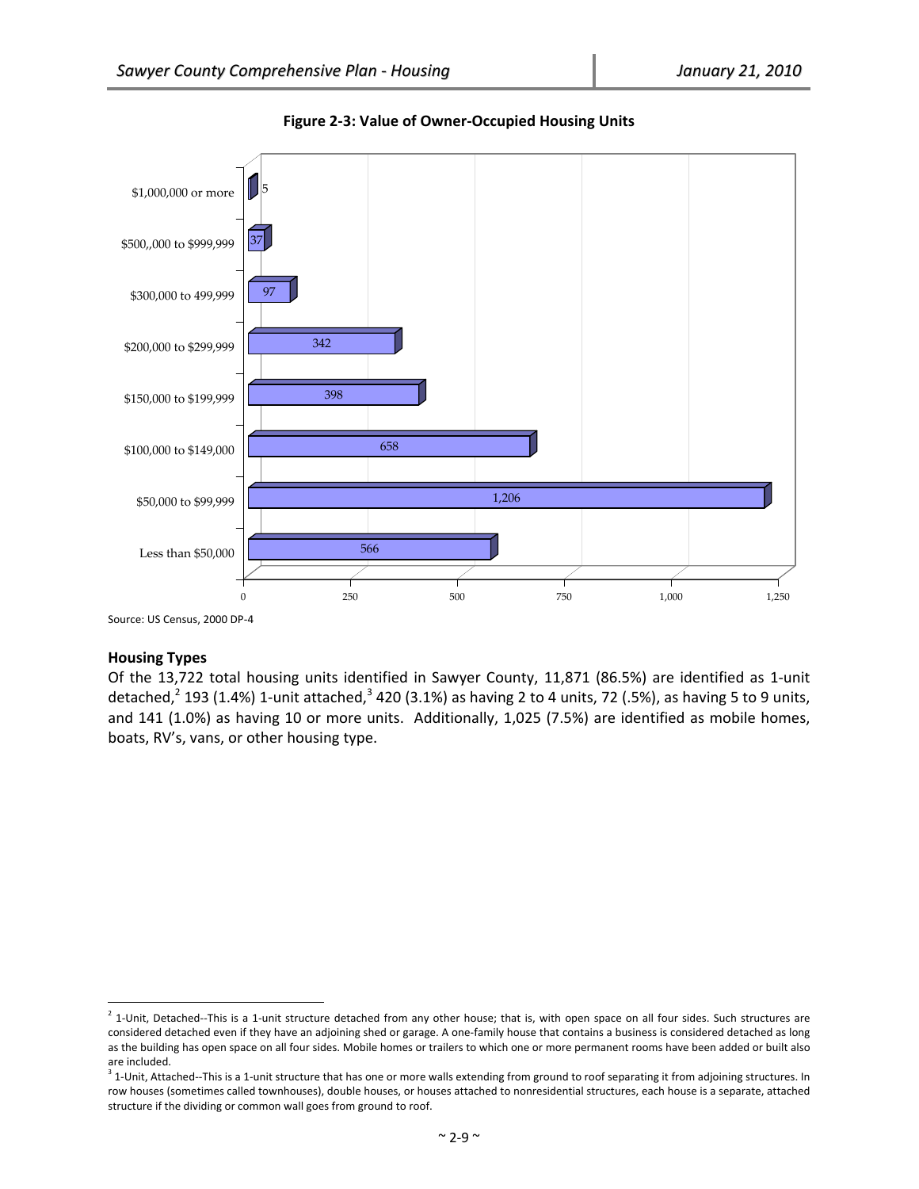**Figure 2-3: Value of Owner-Occupied Housing Units**

| Value | Units |
|---|---|
| $1,000,000 or more | 5 |
| $500,,000 to $999,999 | 37 |
| $300,000 to 499,999 | 97 |
| $200,000 to $299,999 | 342 |
| $150,000 to $199,999 | 398 |
| $100,000 to $149,000 | 658 |
| $50,000 to $99,999 | 1,206 |
| Less than $50,000 | 566 |

Source: US Census, 2000 DP-4

**Housing Types**

Of the 13,722 total housing units identified in Sawyer County, 11,871 (86.5%) are identified as 1-unit detached,[2] 193 (1.4%) 1-unit attached,[3] 420 (3.1%) as having 2 to 4 units, 72 (.5%), as having 5 to 9 units, and 141 (1.0%) as having 10 or more units. Additionally, 1,025 (7.5%) are identified as mobile homes, boats, RV's, vans, or other housing type.

---

[2] 1-Unit, Detached--This is a 1-unit structure detached from any other house; that is, with open space on all four sides. Such structures are considered detached even if they have an adjoining shed or garage. A one-family house that contains a business is considered detached as long as the building has open space on all four sides. Mobile homes or trailers to which one or more permanent rooms have been added or built also are included.

[3] 1-Unit, Attached--This is a 1-unit structure that has one or more walls extending from ground to roof separating it from adjoining structures. In row houses (sometimes called townhouses), double houses, or houses attached to nonresidential structures, each house is a separate, attached structure if the dividing or common wall goes from ground to roof.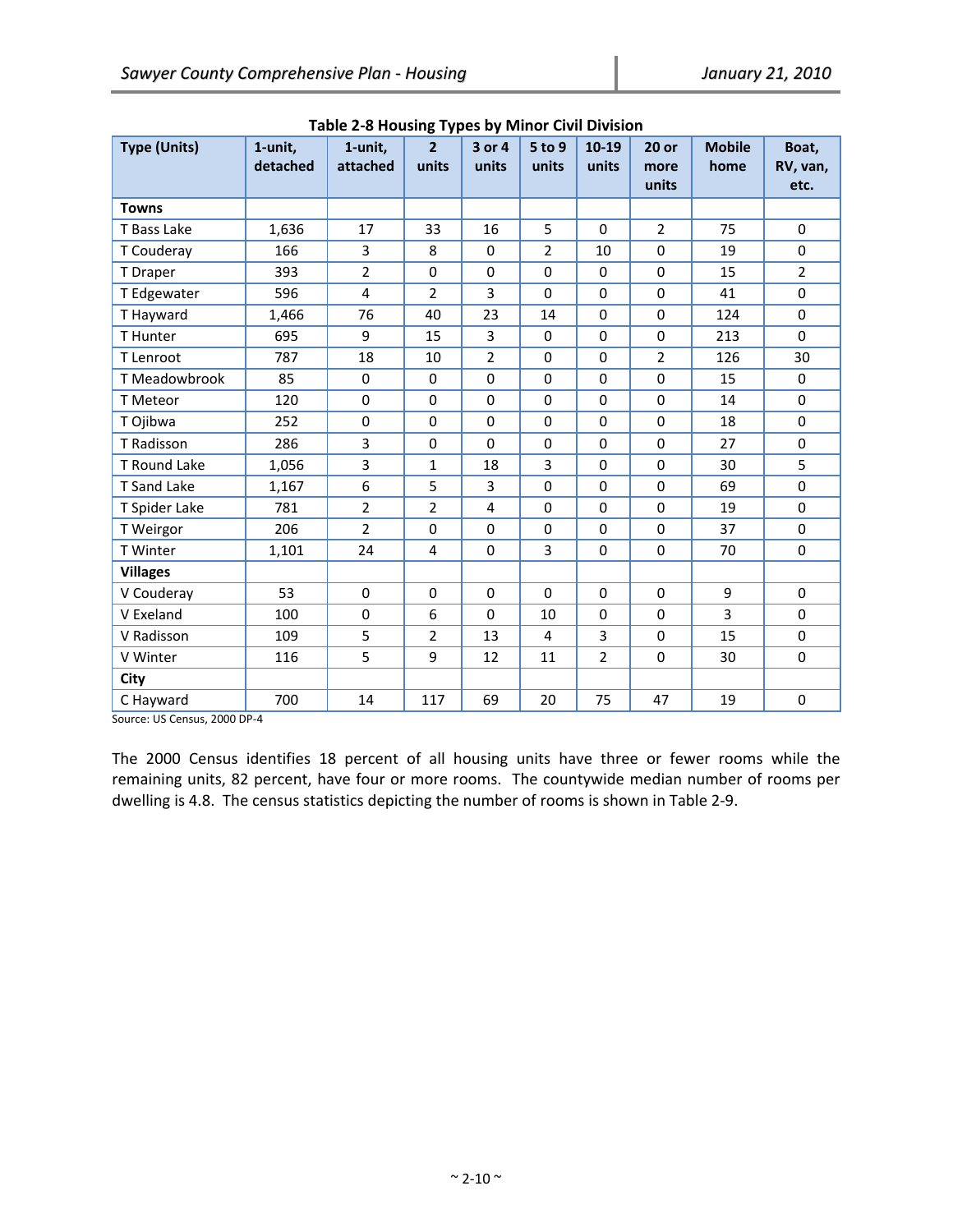**Table 2-8 Housing Types by Minor Civil Division**

| Type (Units) | 1-unit, detached | 1-unit, attached | 2 units | 3 or 4 units | 5 to 9 units | 10-19 units | 20 or more units | Mobile home | Boat, RV, van, etc. |
|---|---|---|---|---|---|---|---|---|---|
| **Towns** | | | | | | | | | |
| T Bass Lake | 1,636 | 17 | 33 | 16 | 5 | 0 | 2 | 75 | 0 |
| T Couderay | 166 | 3 | 8 | 0 | 2 | 10 | 0 | 19 | 0 |
| T Draper | 393 | 2 | 0 | 0 | 0 | 0 | 0 | 15 | 2 |
| T Edgewater | 596 | 4 | 2 | 3 | 0 | 0 | 0 | 41 | 0 |
| T Hayward | 1,466 | 76 | 40 | 23 | 14 | 0 | 0 | 124 | 0 |
| T Hunter | 695 | 9 | 15 | 3 | 0 | 0 | 0 | 213 | 0 |
| T Lenroot | 787 | 18 | 10 | 2 | 0 | 0 | 2 | 126 | 30 |
| T Meadowbrook | 85 | 0 | 0 | 0 | 0 | 0 | 0 | 15 | 0 |
| T Meteor | 120 | 0 | 0 | 0 | 0 | 0 | 0 | 14 | 0 |
| T Ojibwa | 252 | 0 | 0 | 0 | 0 | 0 | 0 | 18 | 0 |
| T Radisson | 286 | 3 | 0 | 0 | 0 | 0 | 0 | 27 | 0 |
| T Round Lake | 1,056 | 3 | 1 | 18 | 3 | 0 | 0 | 30 | 5 |
| T Sand Lake | 1,167 | 6 | 5 | 3 | 0 | 0 | 0 | 69 | 0 |
| T Spider Lake | 781 | 2 | 2 | 4 | 0 | 0 | 0 | 19 | 0 |
| T Weirgor | 206 | 2 | 0 | 0 | 0 | 0 | 0 | 37 | 0 |
| T Winter | 1,101 | 24 | 4 | 0 | 3 | 0 | 0 | 70 | 0 |
| **Villages** | | | | | | | | | |
| V Couderay | 53 | 0 | 0 | 0 | 0 | 0 | 0 | 9 | 0 |
| V Exeland | 100 | 0 | 6 | 0 | 10 | 0 | 0 | 3 | 0 |
| V Radisson | 109 | 5 | 2 | 13 | 4 | 3 | 0 | 15 | 0 |
| V Winter | 116 | 5 | 9 | 12 | 11 | 2 | 0 | 30 | 0 |
| **City** | | | | | | | | | |
| C Hayward | 700 | 14 | 117 | 69 | 20 | 75 | 47 | 19 | 0 |

Source: US Census, 2000 DP-4

The 2000 Census identifies 18 percent of all housing units have three or fewer rooms while the remaining units, 82 percent, have four or more rooms. The countywide median number of rooms per dwelling is 4.8. The census statistics depicting the number of rooms is shown in Table 2-9.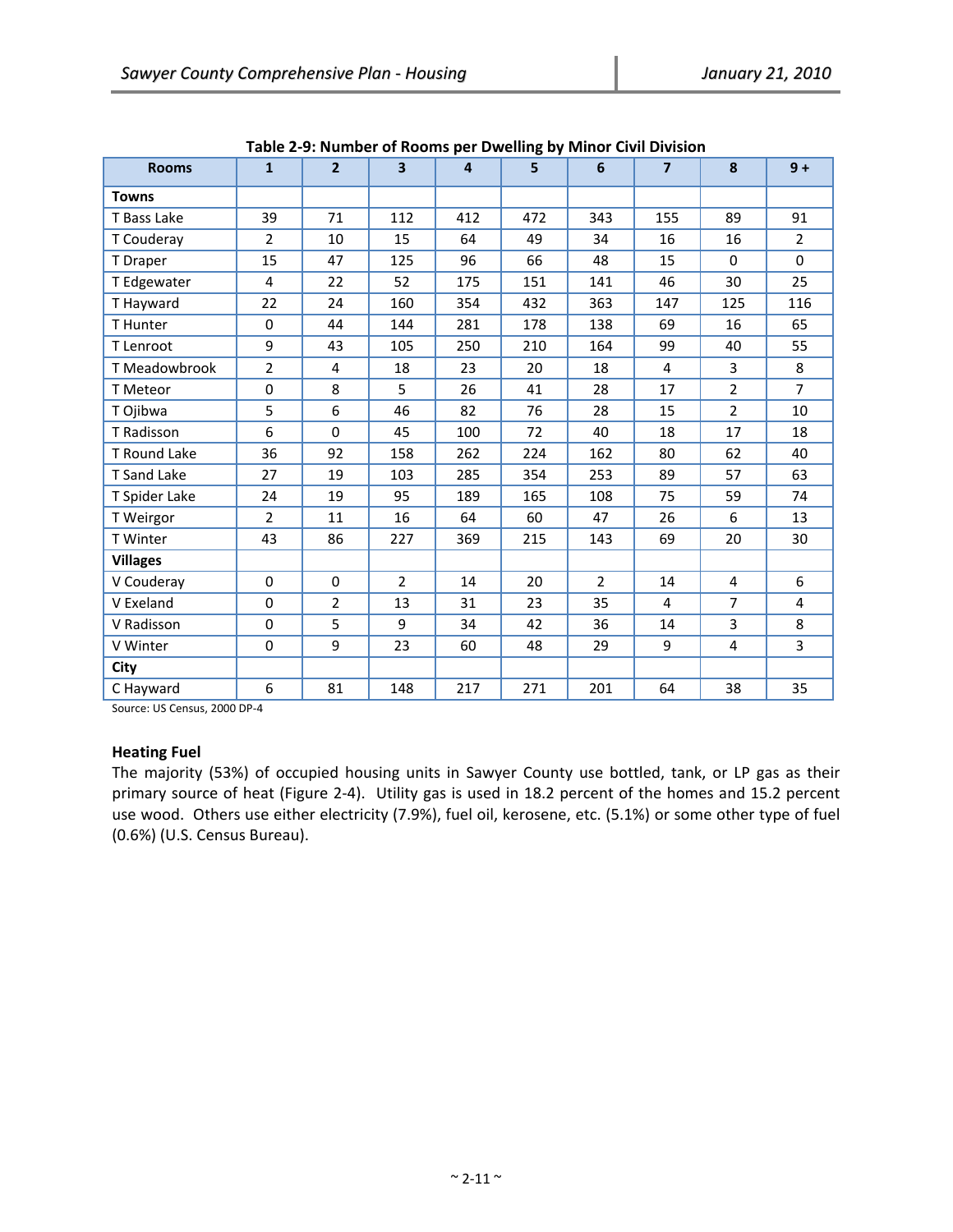**Table 2-9: Number of Rooms per Dwelling by Minor Civil Division**

| Rooms | 1 | 2 | 3 | 4 | 5 | 6 | 7 | 8 | 9 + |
|---|---|---|---|---|---|---|---|---|---|
| **Towns** | | | | | | | | | |
| T Bass Lake | 39 | 71 | 112 | 412 | 472 | 343 | 155 | 89 | 91 |
| T Couderay | 2 | 10 | 15 | 64 | 49 | 34 | 16 | 16 | 2 |
| T Draper | 15 | 47 | 125 | 96 | 66 | 48 | 15 | 0 | 0 |
| T Edgewater | 4 | 22 | 52 | 175 | 151 | 141 | 46 | 30 | 25 |
| T Hayward | 22 | 24 | 160 | 354 | 432 | 363 | 147 | 125 | 116 |
| T Hunter | 0 | 44 | 144 | 281 | 178 | 138 | 69 | 16 | 65 |
| T Lenroot | 9 | 43 | 105 | 250 | 210 | 164 | 99 | 40 | 55 |
| T Meadowbrook | 2 | 4 | 18 | 23 | 20 | 18 | 4 | 3 | 8 |
| T Meteor | 0 | 8 | 5 | 26 | 41 | 28 | 17 | 2 | 7 |
| T Ojibwa | 5 | 6 | 46 | 82 | 76 | 28 | 15 | 2 | 10 |
| T Radisson | 6 | 0 | 45 | 100 | 72 | 40 | 18 | 17 | 18 |
| T Round Lake | 36 | 92 | 158 | 262 | 224 | 162 | 80 | 62 | 40 |
| T Sand Lake | 27 | 19 | 103 | 285 | 354 | 253 | 89 | 57 | 63 |
| T Spider Lake | 24 | 19 | 95 | 189 | 165 | 108 | 75 | 59 | 74 |
| T Weirgor | 2 | 11 | 16 | 64 | 60 | 47 | 26 | 6 | 13 |
| T Winter | 43 | 86 | 227 | 369 | 215 | 143 | 69 | 20 | 30 |
| **Villages** | | | | | | | | | |
| V Couderay | 0 | 0 | 2 | 14 | 20 | 2 | 14 | 4 | 6 |
| V Exeland | 0 | 2 | 13 | 31 | 23 | 35 | 4 | 7 | 4 |
| V Radisson | 0 | 5 | 9 | 34 | 42 | 36 | 14 | 3 | 8 |
| V Winter | 0 | 9 | 23 | 60 | 48 | 29 | 9 | 4 | 3 |
| **City** | | | | | | | | | |
| C Hayward | 6 | 81 | 148 | 217 | 271 | 201 | 64 | 38 | 35 |

Source: US Census, 2000 DP-4

### Heating Fuel

The majority (53%) of occupied housing units in Sawyer County use bottled, tank, or LP gas as their primary source of heat (Figure 2-4). Utility gas is used in 18.2 percent of the homes and 15.2 percent use wood. Others use either electricity (7.9%), fuel oil, kerosene, etc. (5.1%) or some other type of fuel (0.6%) (U.S. Census Bureau).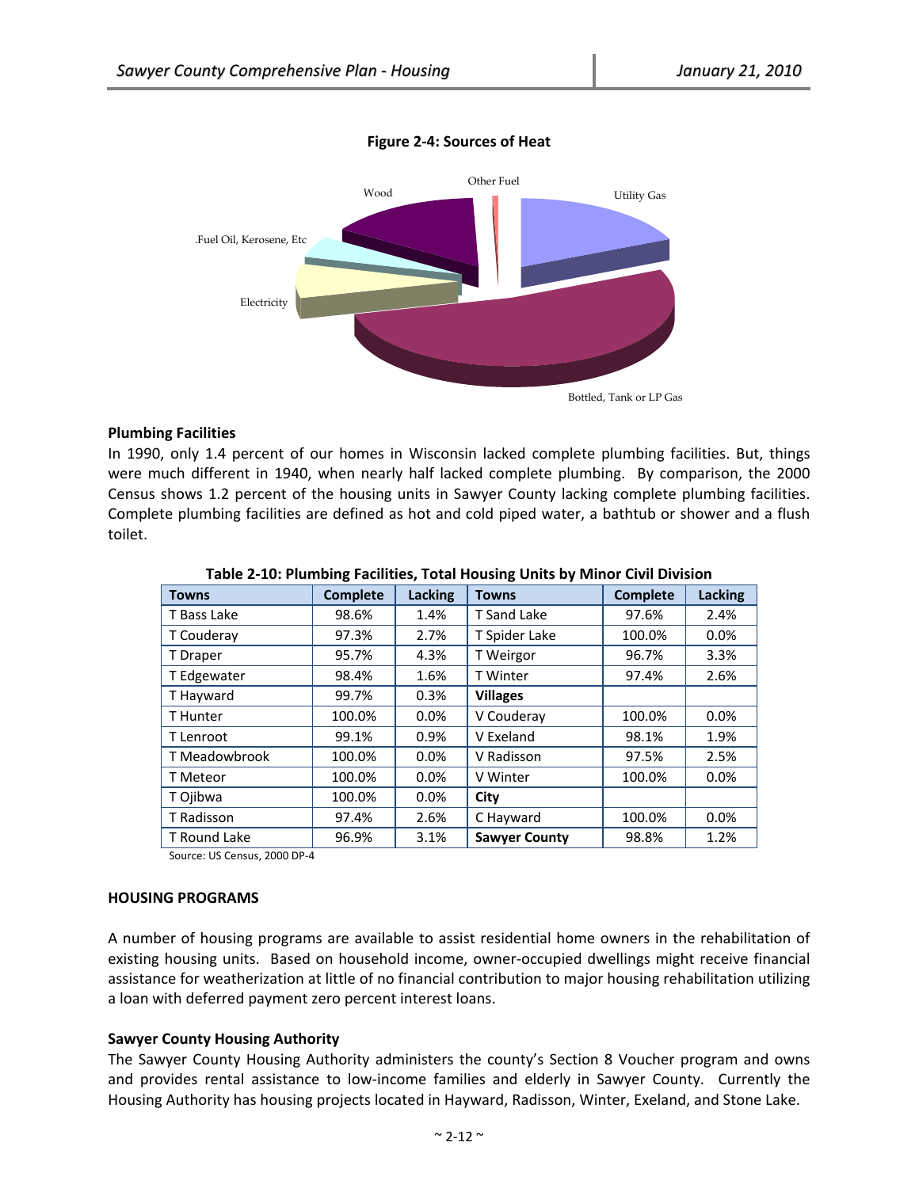**Figure 2-4: Sources of Heat**

Other Fuel

Utility Gas

Wood

.Fuel Oil, Kerosene, Etc

Electricity

Bottled, Tank or LP Gas

**Plumbing Facilities**

In 1990, only 1.4 percent of our homes in Wisconsin lacked complete plumbing facilities. But, things were much different in 1940, when nearly half lacked complete plumbing. By comparison, the 2000 Census shows 1.2 percent of the housing units in Sawyer County lacking complete plumbing facilities. Complete plumbing facilities are defined as hot and cold piped water, a bathtub or shower and a flush toilet.

**Table 2-10: Plumbing Facilities, Total Housing Units by Minor Civil Division**

| Towns | Complete | Lacking | Towns | Complete | Lacking |
|---|---|---|---|---|---|
| T Bass Lake | 98.6% | 1.4% | T Sand Lake | 97.6% | 2.4% |
| T Couderay | 97.3% | 2.7% | T Spider Lake | 100.0% | 0.0% |
| T Draper | 95.7% | 4.3% | T Weirgor | 96.7% | 3.3% |
| T Edgewater | 98.4% | 1.6% | T Winter | 97.4% | 2.6% |
| T Hayward | 99.7% | 0.3% | **Villages** | | |
| T Hunter | 100.0% | 0.0% | V Couderay | 100.0% | 0.0% |
| T Lenroot | 99.1% | 0.9% | V Exeland | 98.1% | 1.9% |
| T Meadowbrook | 100.0% | 0.0% | V Radisson | 97.5% | 2.5% |
| T Meteor | 100.0% | 0.0% | V Winter | 100.0% | 0.0% |
| T Ojibwa | 100.0% | 0.0% | **City** | | |
| T Radisson | 97.4% | 2.6% | C Hayward | 100.0% | 0.0% |
| T Round Lake | 96.9% | 3.1% | **Sawyer County** | 98.8% | 1.2% |

Source: US Census, 2000 DP-4

**HOUSING PROGRAMS**

A number of housing programs are available to assist residential home owners in the rehabilitation of existing housing units. Based on household income, owner-occupied dwellings might receive financial assistance for weatherization at little of no financial contribution to major housing rehabilitation utilizing a loan with deferred payment zero percent interest loans.

**Sawyer County Housing Authority**

The Sawyer County Housing Authority administers the county's Section 8 Voucher program and owns and provides rental assistance to low-income families and elderly in Sawyer County. Currently the Housing Authority has housing projects located in Hayward, Radisson, Winter, Exeland, and Stone Lake.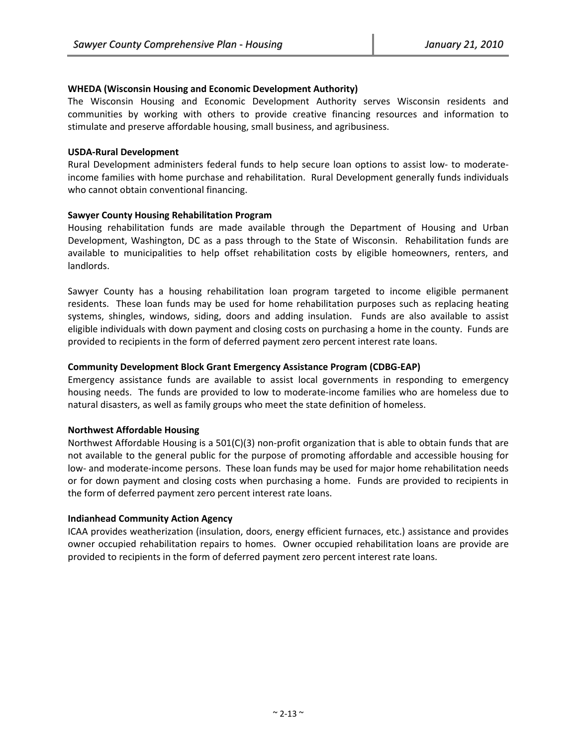**WHEDA (Wisconsin Housing and Economic Development Authority)**
The Wisconsin Housing and Economic Development Authority serves Wisconsin residents and communities by working with others to provide creative financing resources and information to stimulate and preserve affordable housing, small business, and agribusiness.

**USDA-Rural Development**
Rural Development administers federal funds to help secure loan options to assist low- to moderate-income families with home purchase and rehabilitation. Rural Development generally funds individuals who cannot obtain conventional financing.

**Sawyer County Housing Rehabilitation Program**
Housing rehabilitation funds are made available through the Department of Housing and Urban Development, Washington, DC as a pass through to the State of Wisconsin. Rehabilitation funds are available to municipalities to help offset rehabilitation costs by eligible homeowners, renters, and landlords.

Sawyer County has a housing rehabilitation loan program targeted to income eligible permanent residents. These loan funds may be used for home rehabilitation purposes such as replacing heating systems, shingles, windows, siding, doors and adding insulation. Funds are also available to assist eligible individuals with down payment and closing costs on purchasing a home in the county. Funds are provided to recipients in the form of deferred payment zero percent interest rate loans.

**Community Development Block Grant Emergency Assistance Program (CDBG-EAP)**
Emergency assistance funds are available to assist local governments in responding to emergency housing needs. The funds are provided to low to moderate-income families who are homeless due to natural disasters, as well as family groups who meet the state definition of homeless.

**Northwest Affordable Housing**
Northwest Affordable Housing is a 501(C)(3) non-profit organization that is able to obtain funds that are not available to the general public for the purpose of promoting affordable and accessible housing for low- and moderate-income persons. These loan funds may be used for major home rehabilitation needs or for down payment and closing costs when purchasing a home. Funds are provided to recipients in the form of deferred payment zero percent interest rate loans.

**Indianhead Community Action Agency**
ICAA provides weatherization (insulation, doors, energy efficient furnaces, etc.) assistance and provides owner occupied rehabilitation repairs to homes. Owner occupied rehabilitation loans are provide are provided to recipients in the form of deferred payment zero percent interest rate loans.